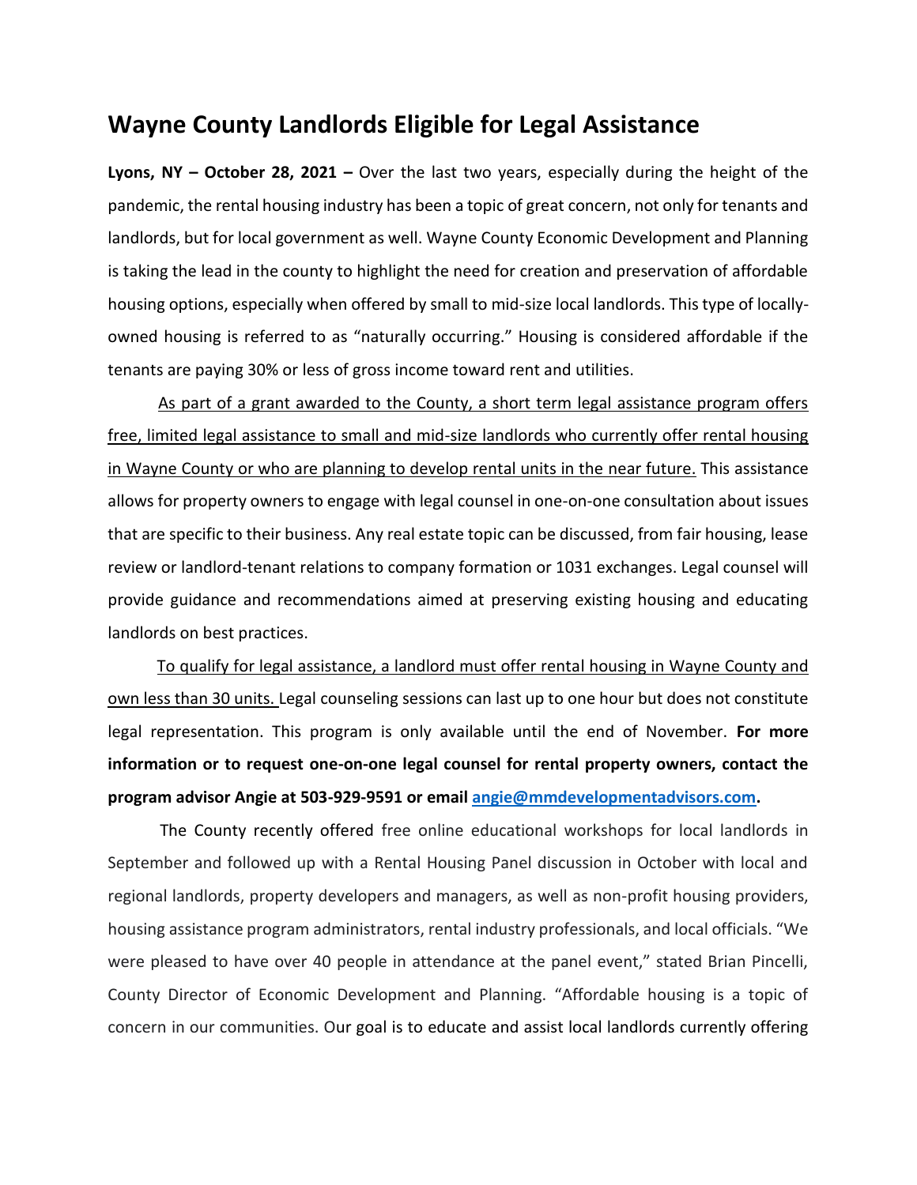# Wayne County Landlords Eligible for Legal Assistance

**Lyons, NY – October 28, 2021 –** Over the last two years, especially during the height of the pandemic, the rental housing industry has been a topic of great concern, not only for tenants and landlords, but for local government as well. Wayne County Economic Development and Planning is taking the lead in the county to highlight the need for creation and preservation of affordable housing options, especially when offered by small to mid-size local landlords. This type of locally-owned housing is referred to as "naturally occurring." Housing is considered affordable if the tenants are paying 30% or less of gross income toward rent and utilities.

<u>As part of a grant awarded to the County, a short term legal assistance program offers free, limited legal assistance to small and mid-size landlords who currently offer rental housing in Wayne County or who are planning to develop rental units in the near future.</u> This assistance allows for property owners to engage with legal counsel in one-on-one consultation about issues that are specific to their business. Any real estate topic can be discussed, from fair housing, lease review or landlord-tenant relations to company formation or 1031 exchanges. Legal counsel will provide guidance and recommendations aimed at preserving existing housing and educating landlords on best practices.

<u>To qualify for legal assistance, a landlord must offer rental housing in Wayne County and own less than 30 units.</u> Legal counseling sessions can last up to one hour but does not constitute legal representation. This program is only available until the end of November. **For more information or to request one-on-one legal counsel for rental property owners, contact the program advisor Angie at 503-929-9591 or email [angie@mmdevelopmentadvisors.com](mailto:angie@mmdevelopmentadvisors.com).**

The County recently offered free online educational workshops for local landlords in September and followed up with a Rental Housing Panel discussion in October with local and regional landlords, property developers and managers, as well as non-profit housing providers, housing assistance program administrators, rental industry professionals, and local officials. "We were pleased to have over 40 people in attendance at the panel event," stated Brian Pincelli, County Director of Economic Development and Planning. "Affordable housing is a topic of concern in our communities. Our goal is to educate and assist local landlords currently offering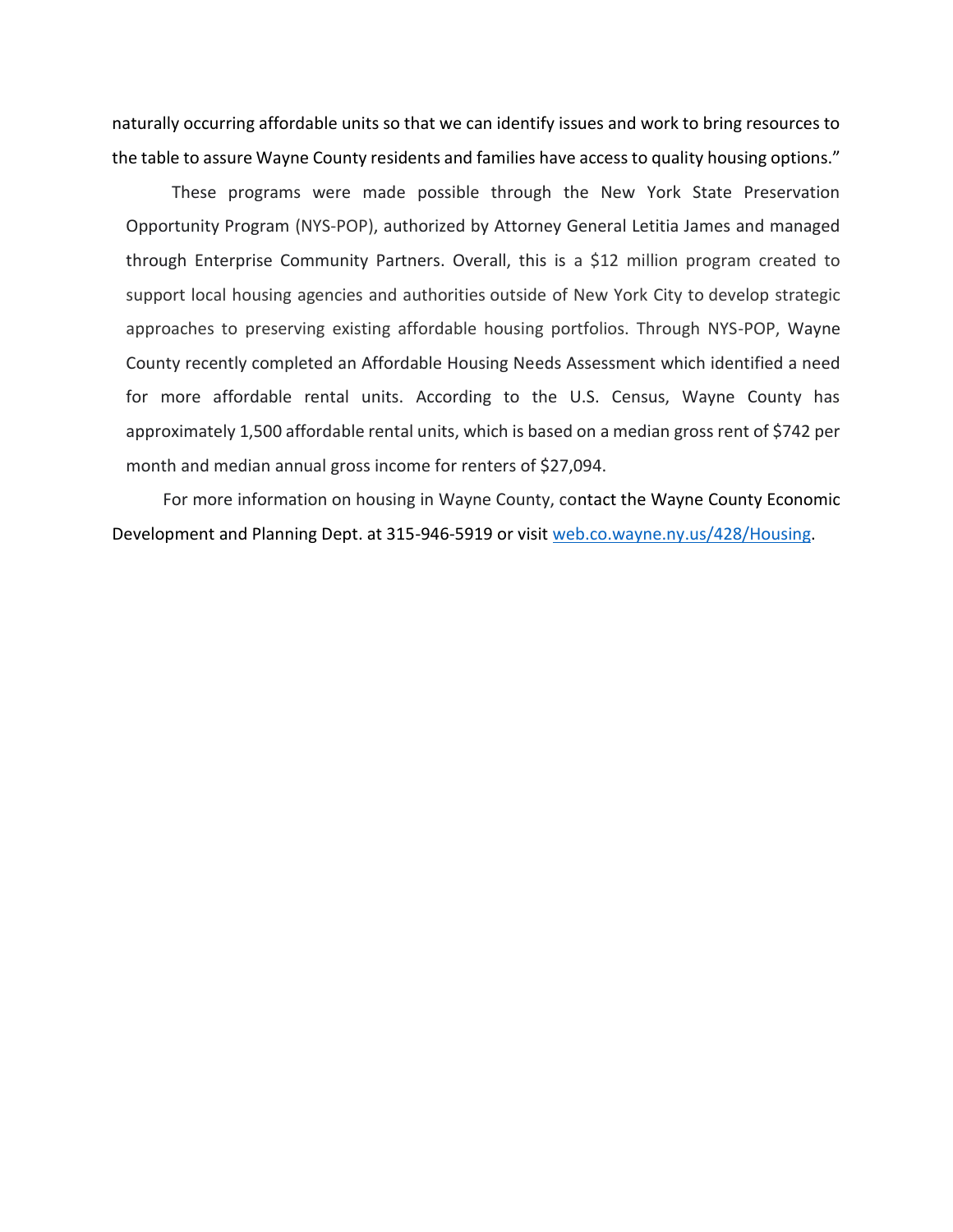naturally occurring affordable units so that we can identify issues and work to bring resources to the table to assure Wayne County residents and families have access to quality housing options."

These programs were made possible through the New York State Preservation Opportunity Program (NYS-POP), authorized by Attorney General Letitia James and managed through Enterprise Community Partners. Overall, this is a $12 million program created to support local housing agencies and authorities outside of New York City to develop strategic approaches to preserving existing affordable housing portfolios. Through NYS-POP, Wayne County recently completed an Affordable Housing Needs Assessment which identified a need for more affordable rental units. According to the U.S. Census, Wayne County has approximately 1,500 affordable rental units, which is based on a median gross rent of $742 per month and median annual gross income for renters of $27,094.

For more information on housing in Wayne County, contact the Wayne County Economic Development and Planning Dept. at 315-946-5919 or visit [web.co.wayne.ny.us/428/Housing](web.co.wayne.ny.us/428/Housing).